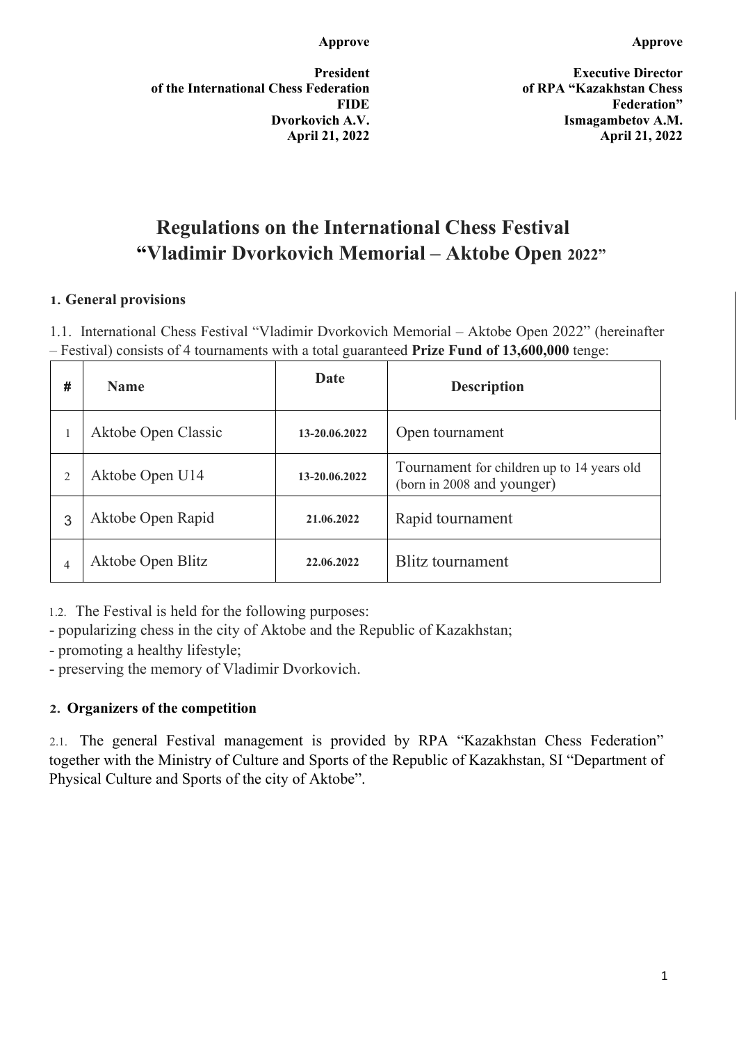**Approve**

**President**
**of the International Chess Federation**
**FIDE**
**Dvorkovich A.V.**
**April 21, 2022**

**Approve**

**Executive Director**
**of RPA "Kazakhstan Chess Federation"**
**Ismagambetov A.M.**
**April 21, 2022**

# Regulations on the International Chess Festival "Vladimir Dvorkovich Memorial – Aktobe Open 2022"

## 1. General provisions

1.1. International Chess Festival "Vladimir Dvorkovich Memorial – Aktobe Open 2022" (hereinafter – Festival) consists of 4 tournaments with a total guaranteed **Prize Fund of 13,600,000** tenge:

| # | Name | Date | Description |
|---|---|---|---|
| 1 | Aktobe Open Classic | 13-20.06.2022 | Open tournament |
| 2 | Aktobe Open U14 | 13-20.06.2022 | Tournament for children up to 14 years old (born in 2008 and younger) |
| 3 | Aktobe Open Rapid | 21.06.2022 | Rapid tournament |
| 4 | Aktobe Open Blitz | 22.06.2022 | Blitz tournament |

1.2. The Festival is held for the following purposes:
- popularizing chess in the city of Aktobe and the Republic of Kazakhstan;
- promoting a healthy lifestyle;
- preserving the memory of Vladimir Dvorkovich.

## 2. Organizers of the competition

2.1. The general Festival management is provided by RPA "Kazakhstan Chess Federation" together with the Ministry of Culture and Sports of the Republic of Kazakhstan, SI "Department of Physical Culture and Sports of the city of Aktobe".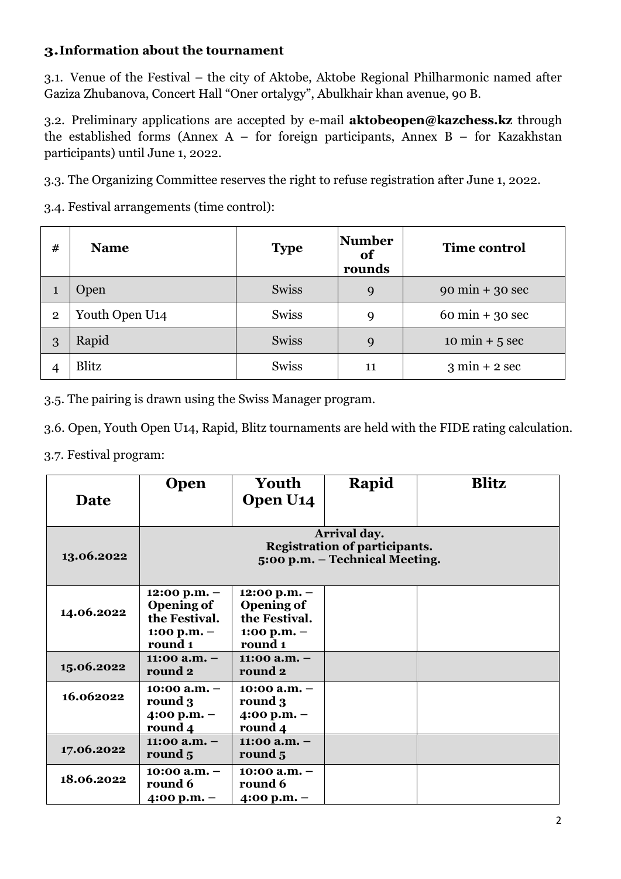### 3. Information about the tournament

3.1. Venue of the Festival – the city of Aktobe, Aktobe Regional Philharmonic named after Gaziza Zhubanova, Concert Hall "Oner ortalygy", Abulkhair khan avenue, 90 B.

3.2. Preliminary applications are accepted by e-mail **aktobeopen@kazchess.kz** through the established forms (Annex A – for foreign participants, Annex B – for Kazakhstan participants) until June 1, 2022.

3.3. The Organizing Committee reserves the right to refuse registration after June 1, 2022.

3.4. Festival arrangements (time control):

| # | Name | Type | Number of rounds | Time control |
|---|---|---|---|---|
| 1 | Open | Swiss | 9 | 90 min + 30 sec |
| 2 | Youth Open U14 | Swiss | 9 | 60 min + 30 sec |
| 3 | Rapid | Swiss | 9 | 10 min + 5 sec |
| 4 | Blitz | Swiss | 11 | 3 min + 2 sec |

3.5. The pairing is drawn using the Swiss Manager program.

3.6. Open, Youth Open U14, Rapid, Blitz tournaments are held with the FIDE rating calculation.

3.7. Festival program:

| Date | Open | Youth Open U14 | Rapid | Blitz |
|---|---|---|---|---|
| **13.06.2022** | **Arrival day. Registration of participants. 5:00 p.m. – Technical Meeting.** | | | |
| **14.06.2022** | **12:00 p.m. – Opening of the Festival. 1:00 p.m. – round 1** | **12:00 p.m. – Opening of the Festival. 1:00 p.m. – round 1** | | |
| **15.06.2022** | **11:00 a.m. – round 2** | **11:00 a.m. – round 2** | | |
| **16.062022** | **10:00 a.m. – round 3 4:00 p.m. – round 4** | **10:00 a.m. – round 3 4:00 p.m. – round 4** | | |
| **17.06.2022** | **11:00 a.m. – round 5** | **11:00 a.m. – round 5** | | |
| **18.06.2022** | **10:00 a.m. – round 6 4:00 p.m. –** | **10:00 a.m. – round 6 4:00 p.m. –** | | |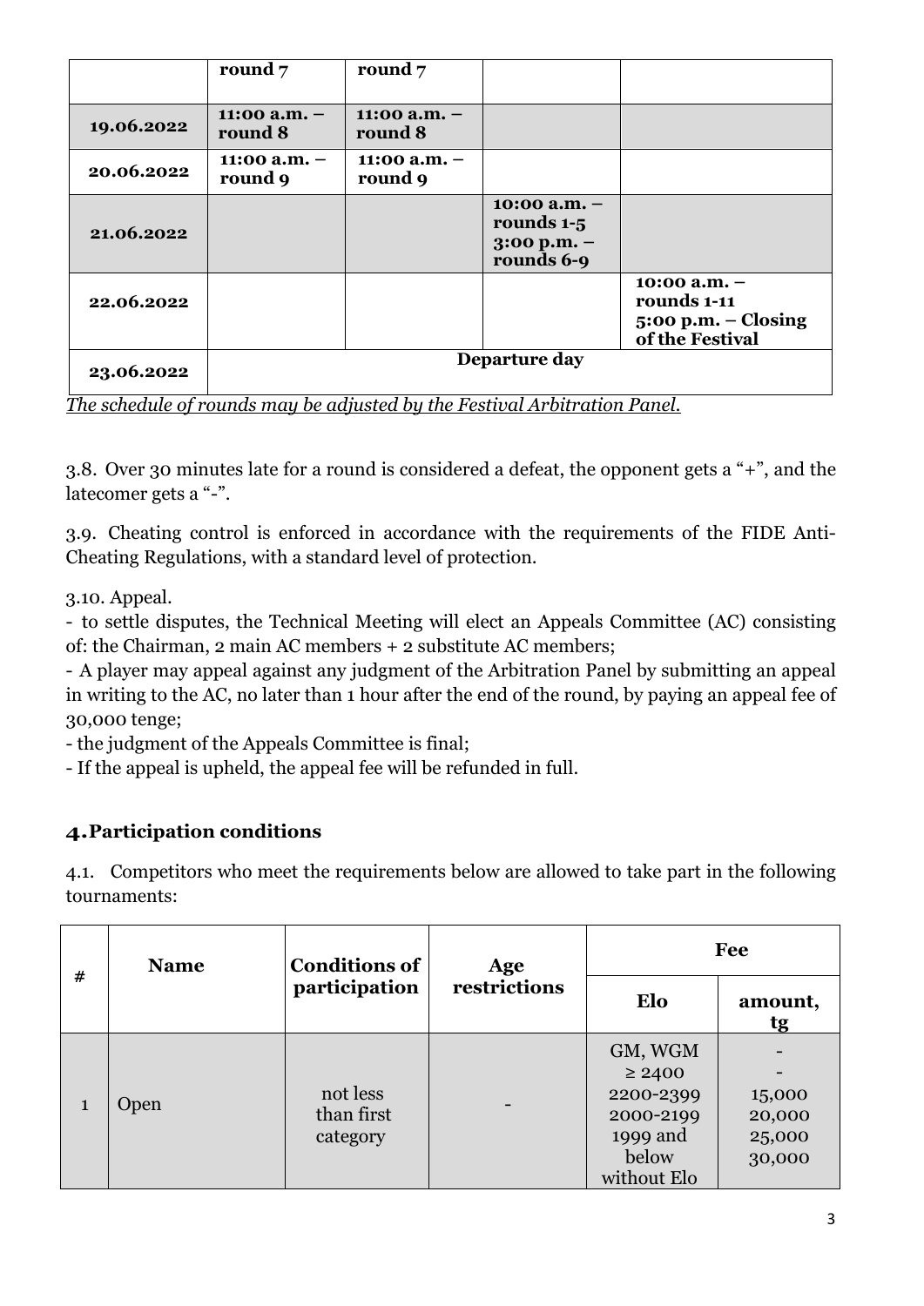|  | round 7 | round 7 |  |  |
| --- | --- | --- | --- | --- |
| **19.06.2022** | **11:00 a.m. – round 8** | **11:00 a.m. – round 8** |  |  |
| **20.06.2022** | **11:00 a.m. – round 9** | **11:00 a.m. – round 9** |  |  |
| **21.06.2022** |  |  | **10:00 a.m. – rounds 1-5**<br>**3:00 p.m. – rounds 6-9** |  |
| **22.06.2022** |  |  |  | **10:00 a.m. – rounds 1-11**<br>**5:00 p.m. – Closing of the Festival** |
| **23.06.2022** | **Departure day** |  |  |  |

*The schedule of rounds may be adjusted by the Festival Arbitration Panel.*

3.8. Over 30 minutes late for a round is considered a defeat, the opponent gets a "+", and the latecomer gets a "-".

3.9. Cheating control is enforced in accordance with the requirements of the FIDE Anti-Cheating Regulations, with a standard level of protection.

3.10. Appeal.

- to settle disputes, the Technical Meeting will elect an Appeals Committee (AC) consisting of: the Chairman, 2 main AC members + 2 substitute AC members;
- A player may appeal against any judgment of the Arbitration Panel by submitting an appeal in writing to the AC, no later than 1 hour after the end of the round, by paying an appeal fee of 30,000 tenge;
- the judgment of the Appeals Committee is final;
- If the appeal is upheld, the appeal fee will be refunded in full.

## 4. Participation conditions

4.1. Competitors who meet the requirements below are allowed to take part in the following tournaments:

| # | Name | Conditions of participation | Age restrictions | Fee |  |
| --- | --- | --- | --- | --- | --- |
|  |  |  |  | Elo | amount, tg |
| 1 | Open | not less than first category | - | GM, WGM<br>≥ 2400<br>2200-2399<br>2000-2199<br>1999 and below<br>without Elo | -<br>-<br>15,000<br>20,000<br>25,000<br>30,000 |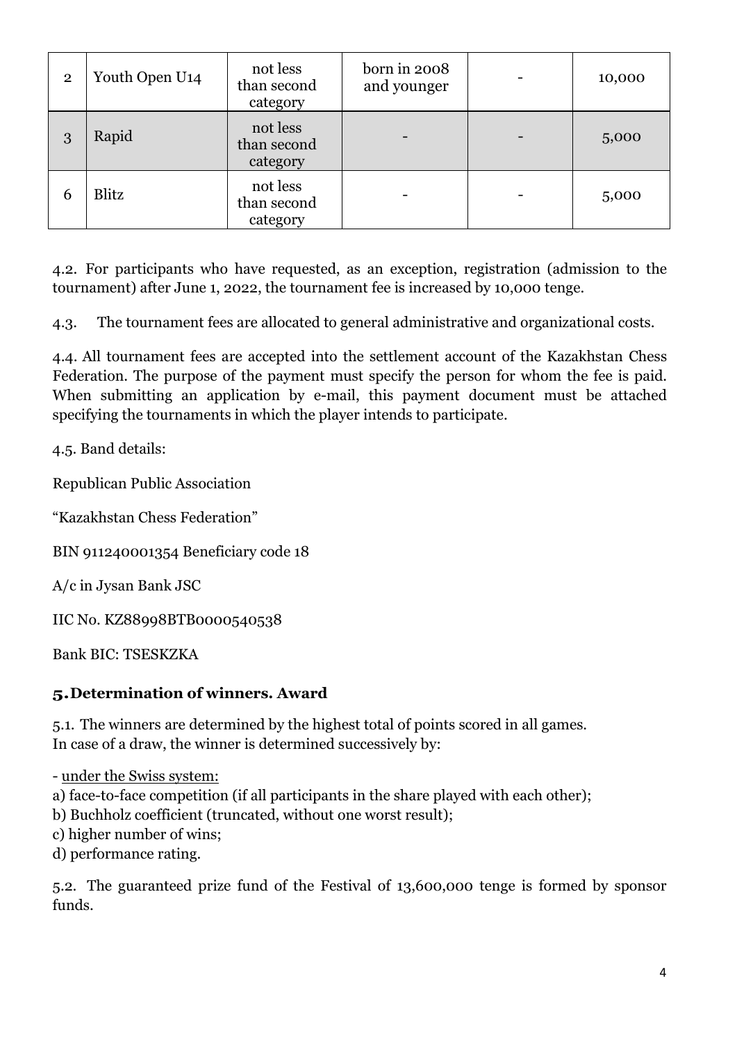| 2 | Youth Open U14 | not less than second category | born in 2008 and younger | - | 10,000 |
|---|---|---|---|---|---|
| 3 | Rapid | not less than second category | - | - | 5,000 |
| 6 | Blitz | not less than second category | - | - | 5,000 |

4.2. For participants who have requested, as an exception, registration (admission to the tournament) after June 1, 2022, the tournament fee is increased by 10,000 tenge.

4.3. The tournament fees are allocated to general administrative and organizational costs.

4.4. All tournament fees are accepted into the settlement account of the Kazakhstan Chess Federation. The purpose of the payment must specify the person for whom the fee is paid. When submitting an application by e-mail, this payment document must be attached specifying the tournaments in which the player intends to participate.

4.5. Band details:

Republican Public Association

"Kazakhstan Chess Federation"

BIN 911240001354 Beneficiary code 18

A/c in Jysan Bank JSC

IIC No. KZ88998BTB0000540538

Bank BIC: TSESKZKA

## 5. Determination of winners. Award

5.1. The winners are determined by the highest total of points scored in all games.
In case of a draw, the winner is determined successively by:

- under the Swiss system:
a) face-to-face competition (if all participants in the share played with each other);
b) Buchholz coefficient (truncated, without one worst result);
c) higher number of wins;
d) performance rating.

5.2. The guaranteed prize fund of the Festival of 13,600,000 tenge is formed by sponsor funds.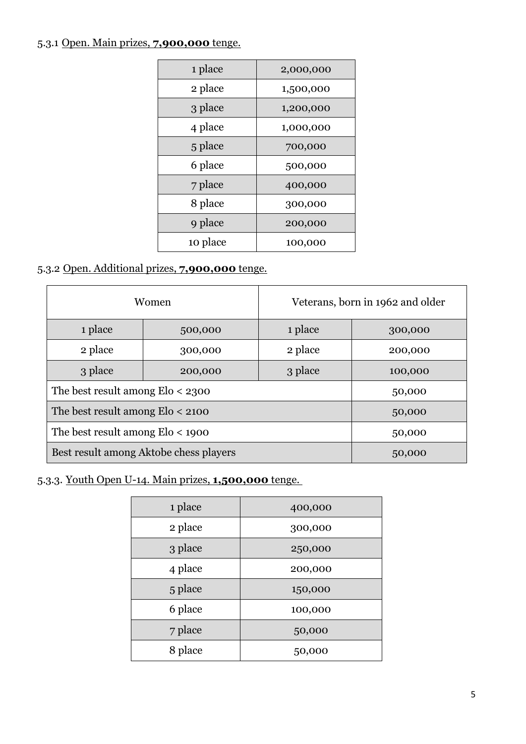5.3.1 Open. Main prizes, **7,900,000** tenge.

| 1 place | 2,000,000 |
|---|---|
| 2 place | 1,500,000 |
| 3 place | 1,200,000 |
| 4 place | 1,000,000 |
| 5 place | 700,000 |
| 6 place | 500,000 |
| 7 place | 400,000 |
| 8 place | 300,000 |
| 9 place | 200,000 |
| 10 place | 100,000 |

5.3.2 Open. Additional prizes, **7,900,000** tenge.

| Women | | Veterans, born in 1962 and older | |
|---|---|---|---|
| 1 place | 500,000 | 1 place | 300,000 |
| 2 place | 300,000 | 2 place | 200,000 |
| 3 place | 200,000 | 3 place | 100,000 |
| The best result among Elo < 2300 | | | 50,000 |
| The best result among Elo < 2100 | | | 50,000 |
| The best result among Elo < 1900 | | | 50,000 |
| Best result among Aktobe chess players | | | 50,000 |

5.3.3. Youth Open U-14. Main prizes, **1,500,000** tenge.

| 1 place | 400,000 |
|---|---|
| 2 place | 300,000 |
| 3 place | 250,000 |
| 4 place | 200,000 |
| 5 place | 150,000 |
| 6 place | 100,000 |
| 7 place | 50,000 |
| 8 place | 50,000 |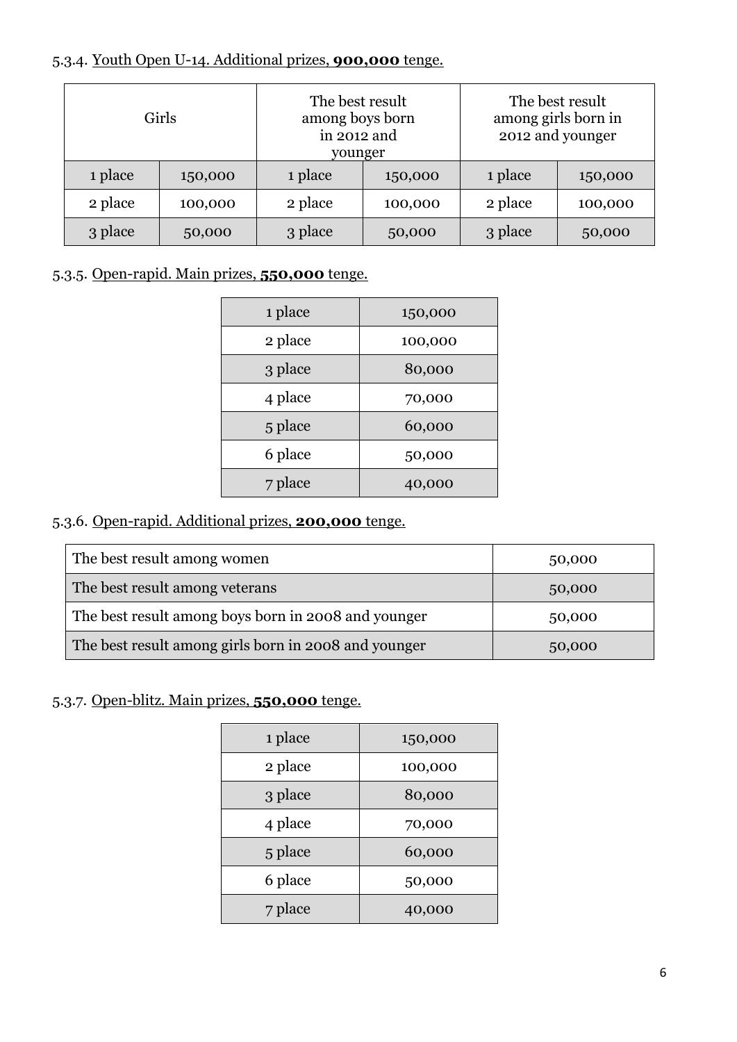5.3.4. Youth Open U-14. Additional prizes, **900,000** tenge.

| Girls | | The best result among boys born in 2012 and younger | | The best result among girls born in 2012 and younger | |
|---|---|---|---|---|---|
| 1 place | 150,000 | 1 place | 150,000 | 1 place | 150,000 |
| 2 place | 100,000 | 2 place | 100,000 | 2 place | 100,000 |
| 3 place | 50,000 | 3 place | 50,000 | 3 place | 50,000 |

5.3.5. Open-rapid. Main prizes, **550,000** tenge.

| | |
|---|---|
| 1 place | 150,000 |
| 2 place | 100,000 |
| 3 place | 80,000 |
| 4 place | 70,000 |
| 5 place | 60,000 |
| 6 place | 50,000 |
| 7 place | 40,000 |

5.3.6. Open-rapid. Additional prizes, **200,000** tenge.

| | |
|---|---|
| The best result among women | 50,000 |
| The best result among veterans | 50,000 |
| The best result among boys born in 2008 and younger | 50,000 |
| The best result among girls born in 2008 and younger | 50,000 |

5.3.7. Open-blitz. Main prizes, **550,000** tenge.

| | |
|---|---|
| 1 place | 150,000 |
| 2 place | 100,000 |
| 3 place | 80,000 |
| 4 place | 70,000 |
| 5 place | 60,000 |
| 6 place | 50,000 |
| 7 place | 40,000 |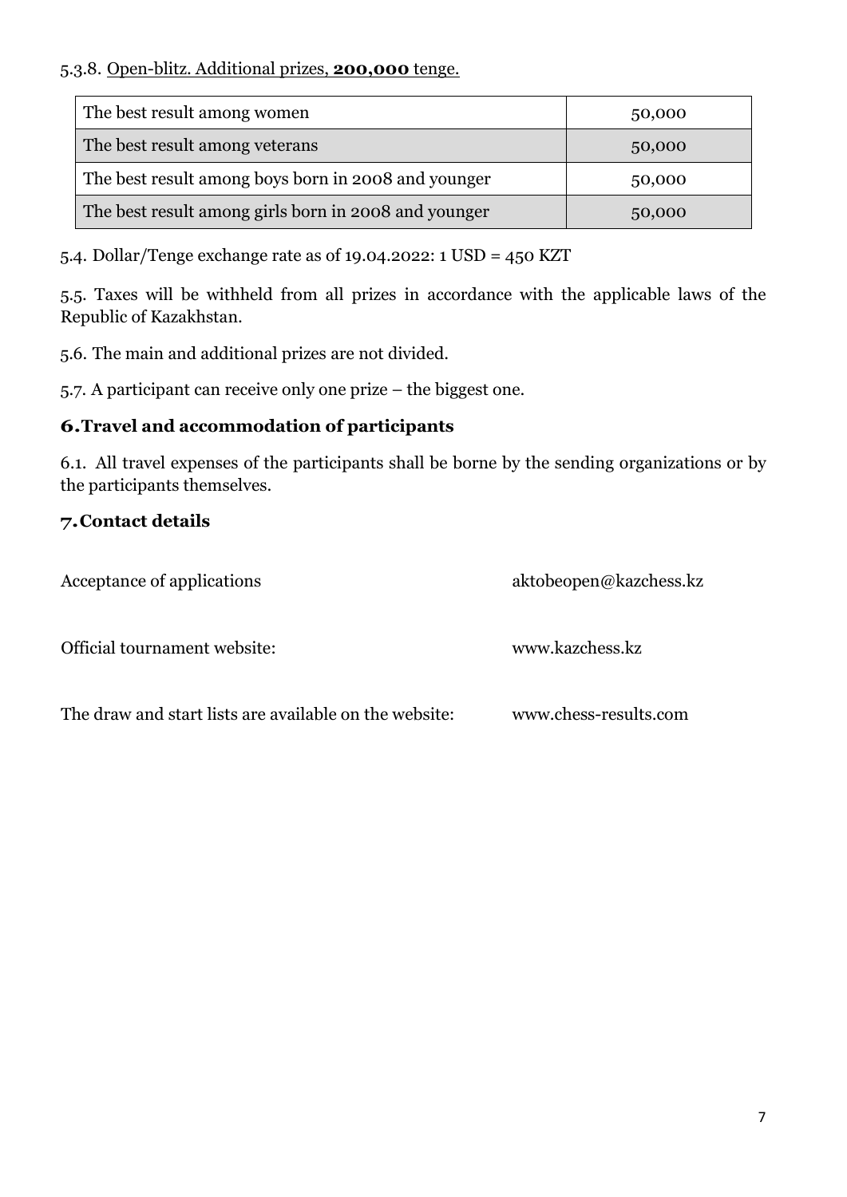5.3.8. Open-blitz. Additional prizes, **200,000** tenge.

| The best result among women | 50,000 |
|---|---|
| The best result among veterans | 50,000 |
| The best result among boys born in 2008 and younger | 50,000 |
| The best result among girls born in 2008 and younger | 50,000 |

5.4. Dollar/Tenge exchange rate as of 19.04.2022: 1 USD = 450 KZT

5.5. Taxes will be withheld from all prizes in accordance with the applicable laws of the Republic of Kazakhstan.

5.6. The main and additional prizes are not divided.

5.7. A participant can receive only one prize – the biggest one.

## 6. Travel and accommodation of participants

6.1. All travel expenses of the participants shall be borne by the sending organizations or by the participants themselves.

## 7. Contact details

Acceptance of applications: aktobeopen@kazchess.kz

Official tournament website: www.kazchess.kz

The draw and start lists are available on the website: www.chess-results.com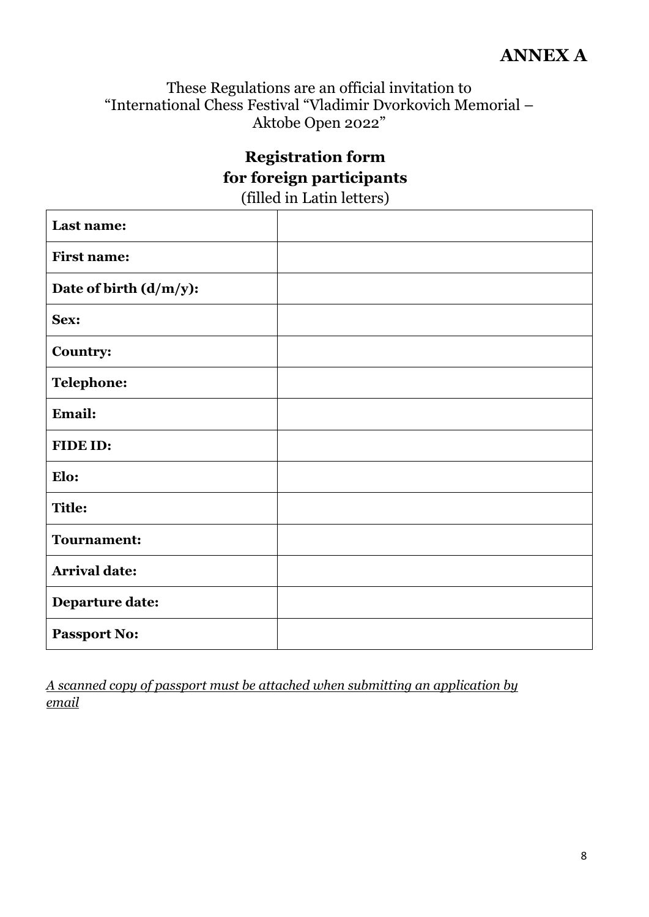# ANNEX A

These Regulations are an official invitation to
“International Chess Festival “Vladimir Dvorkovich Memorial – Aktobe Open 2022”

## Registration form for foreign participants

(filled in Latin letters)

| | |
|---|---|
| **Last name:** | |
| **First name:** | |
| **Date of birth (d/m/y):** | |
| **Sex:** | |
| **Country:** | |
| **Telephone:** | |
| **Email:** | |
| **FIDE ID:** | |
| **Elo:** | |
| **Title:** | |
| **Tournament:** | |
| **Arrival date:** | |
| **Departure date:** | |
| **Passport No:** | |

*A scanned copy of passport must be attached when submitting an application by email*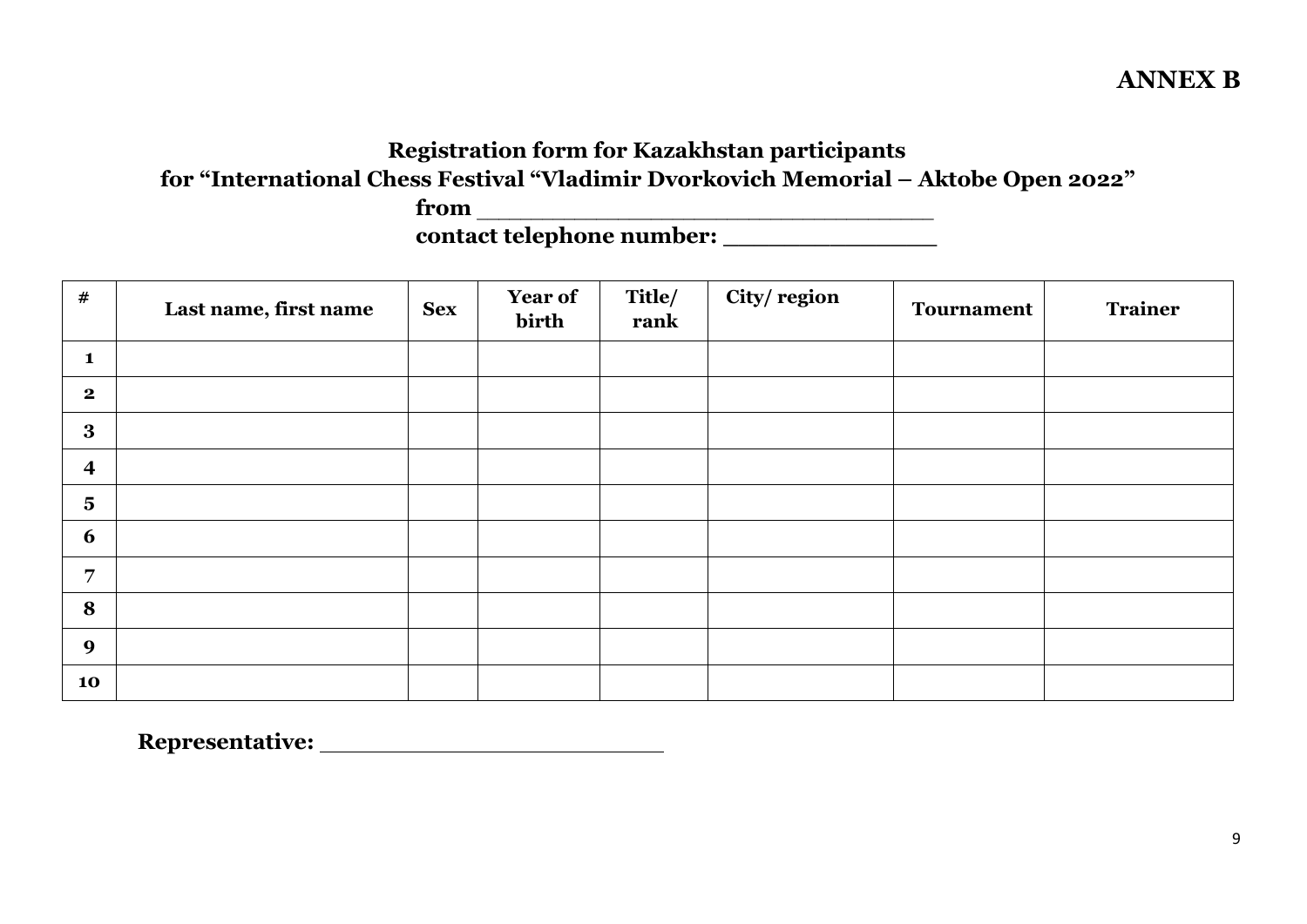**ANNEX B**

**Registration form for Kazakhstan participants**
**for "International Chess Festival "Vladimir Dvorkovich Memorial – Aktobe Open 2022"**
**from \_\_\_\_\_\_\_\_\_\_\_\_\_\_\_\_\_\_\_\_\_\_\_\_\_\_\_\_\_\_\_\_**
**contact telephone number: \_\_\_\_\_\_\_\_\_\_\_\_\_\_\_**

| # | Last name, first name | Sex | Year of birth | Title/ rank | City/ region | Tournament | Trainer |
|---|---|---|---|---|---|---|---|
| 1 | | | | | | | |
| 2 | | | | | | | |
| 3 | | | | | | | |
| 4 | | | | | | | |
| 5 | | | | | | | |
| 6 | | | | | | | |
| 7 | | | | | | | |
| 8 | | | | | | | |
| 9 | | | | | | | |
| 10 | | | | | | | |

**Representative:** \_\_\_\_\_\_\_\_\_\_\_\_\_\_\_\_\_\_\_\_\_\_\_\_\_